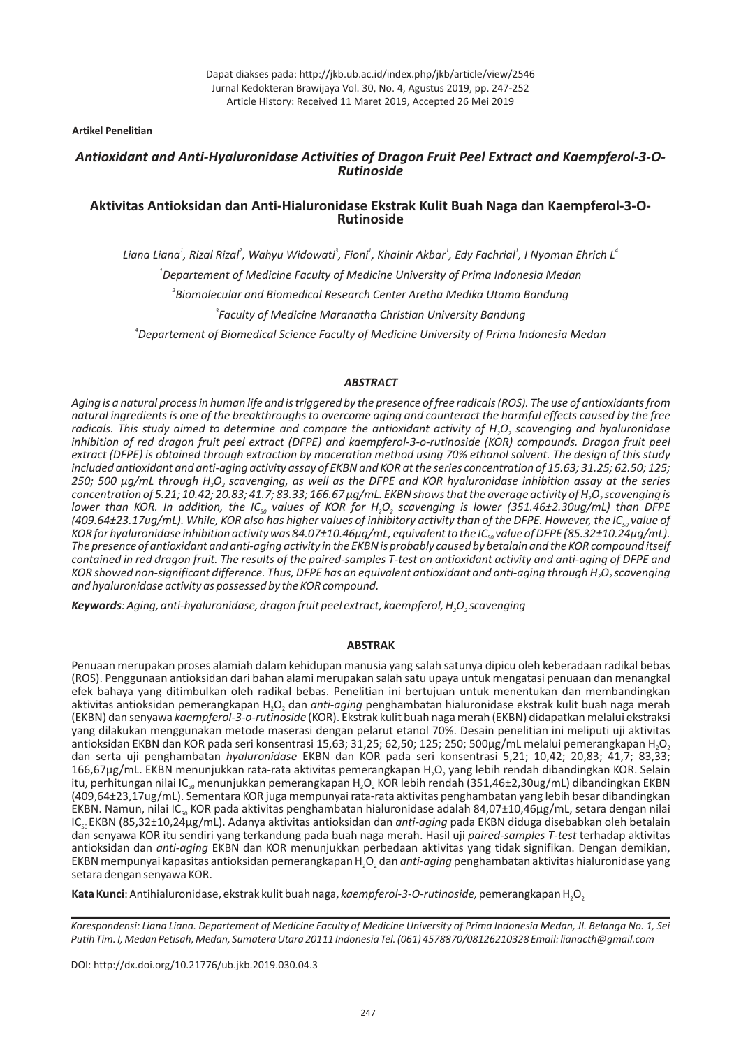Dapat diakses pada: http://jkb.ub.ac.id/index.php/jkb/article/view/2546
Jurnal Kedokteran Brawijaya Vol. 30, No. 4, Agustus 2019, pp. 247-252
Article History: Received 11 Maret 2019, Accepted 26 Mei 2019

**Artikel Penelitian**

# *Antioxidant and Anti-Hyaluronidase Activities of Dragon Fruit Peel Extract and Kaempferol-3-O-Rutinoside*

## Aktivitas Antioksidan dan Anti-Hialuronidase Ekstrak Kulit Buah Naga dan Kaempferol-3-O-Rutinoside

*Liana Liana[1], Rizal Rizal[2], Wahyu Widowati[3], Fioni[1], Khainir Akbar[1], Edy Fachrial[1], I Nyoman Ehrich L[4]*

[1]*Departement of Medicine Faculty of Medicine University of Prima Indonesia Medan*

[2]*Biomolecular and Biomedical Research Center Aretha Medika Utama Bandung*

[3]*Faculty of Medicine Maranatha Christian University Bandung*

[4]*Departement of Biomedical Science Faculty of Medicine University of Prima Indonesia Medan*

### *ABSTRACT*

*Aging is a natural process in human life and is triggered by the presence of free radicals (ROS). The use of antioxidants from natural ingredients is one of the breakthroughs to overcome aging and counteract the harmful effects caused by the free radicals. This study aimed to determine and compare the antioxidant activity of $H_2O_2$ scavenging and hyaluronidase inhibition of red dragon fruit peel extract (DFPE) and kaempferol-3-o-rutinoside (KOR) compounds. Dragon fruit peel extract (DFPE) is obtained through extraction by maceration method using 70% ethanol solvent. The design of this study included antioxidant and anti-aging activity assay of EKBN and KOR at the series concentration of 15.63; 31.25; 62.50; 125; 250; 500 µg/mL through $H_2O_2$ scavenging, as well as the DFPE and KOR hyaluronidase inhibition assay at the series concentration of 5.21; 10.42; 20.83; 41.7; 83.33; 166.67 µg/mL. EKBN shows that the average activity of $H_2O_2$ scavenging is lower than KOR. In addition, the $IC_{50}$ values of KOR for $H_2O_2$ scavenging is lower (351.46±2.30ug/mL) than DFPE (409.64±23.17ug/mL). While, KOR also has higher values of inhibitory activity than of the DFPE. However, the $IC_{50}$ value of KOR for hyaluronidase inhibition activity was 84.07±10.46µg/mL, equivalent to the $IC_{50}$ value of DFPE (85.32±10.24µg/mL). The presence of antioxidant and anti-aging activity in the EKBN is probably caused by betalain and the KOR compound itself contained in red dragon fruit. The results of the paired-samples T-test on antioxidant activity and anti-aging of DFPE and KOR showed non-significant difference. Thus, DFPE has an equivalent antioxidant and anti-aging through $H_2O_2$ scavenging and hyaluronidase activity as possessed by the KOR compound.*

***Keywords**: Aging, anti-hyaluronidase, dragon fruit peel extract, kaempferol, $H_2O_2$ scavenging*

### ABSTRAK

Penuaan merupakan proses alamiah dalam kehidupan manusia yang salah satunya dipicu oleh keberadaan radikal bebas (ROS). Penggunaan antioksidan dari bahan alami merupakan salah satu upaya untuk mengatasi penuaan dan menangkal efek bahaya yang ditimbulkan oleh radikal bebas. Penelitian ini bertujuan untuk menentukan dan membandingkan aktivitas antioksidan pemerangkapan $H_2O_2$ dan *anti-aging* penghambatan hialuronidase ekstrak kulit buah naga merah (EKBN) dan senyawa *kaempferol-3-o-rutinoside* (KOR). Ekstrak kulit buah naga merah (EKBN) didapatkan melalui ekstraksi yang dilakukan menggunakan metode maserasi dengan pelarut etanol 70%. Desain penelitian ini meliputi uji aktivitas antioksidan EKBN dan KOR pada seri konsentrasi 15,63; 31,25; 62,50; 125; 250; 500µg/mL melalui pemerangkapan $H_2O_2$ dan serta uji penghambatan *hyaluronidase* EKBN dan KOR pada seri konsentrasi 5,21; 10,42; 20,83; 41,7; 83,33; 166,67µg/mL. EKBN menunjukkan rata-rata aktivitas pemerangkapan $H_2O_2$ yang lebih rendah dibandingkan KOR. Selain itu, perhitungan nilai $IC_{50}$ menunjukkan pemerangkapan $H_2O_2$ KOR lebih rendah (351,46±2,30ug/mL) dibandingkan EKBN (409,64±23,17ug/mL). Sementara KOR juga mempunyai rata-rata aktivitas penghambatan yang lebih besar dibandingkan EKBN. Namun, nilai $IC_{50}$ KOR pada aktivitas penghambatan hialuronidase adalah 84,07±10,46µg/mL, setara dengan nilai $IC_{50}$ EKBN (85,32±10,24µg/mL). Adanya aktivitas antioksidan dan *anti-aging* pada EKBN diduga disebabkan oleh betalain dan senyawa KOR itu sendiri yang terkandung pada buah naga merah. Hasil uji *paired-samples T-test* terhadap aktivitas antioksidan dan *anti-aging* EKBN dan KOR menunjukkan perbedaan aktivitas yang tidak signifikan. Dengan demikian, EKBN mempunyai kapasitas antioksidan pemerangkapan $H_2O_2$ dan *anti-aging* penghambatan aktivitas hialuronidase yang setara dengan senyawa KOR.

**Kata Kunci**: Antihialuronidase, ekstrak kulit buah naga, *kaempferol-3-O-rutinoside,* pemerangkapan $H_2O_2$

*Korespondensi: Liana Liana. Departement of Medicine Faculty of Medicine University of Prima Indonesia Medan, Jl. Belanga No. 1, Sei Putih Tim. I, Medan Petisah, Medan, Sumatera Utara 20111 Indonesia Tel. (061) 4578870/08126210328 Email: lianacth@gmail.com*

DOI: http://dx.doi.org/10.21776/ub.jkb.2019.030.04.3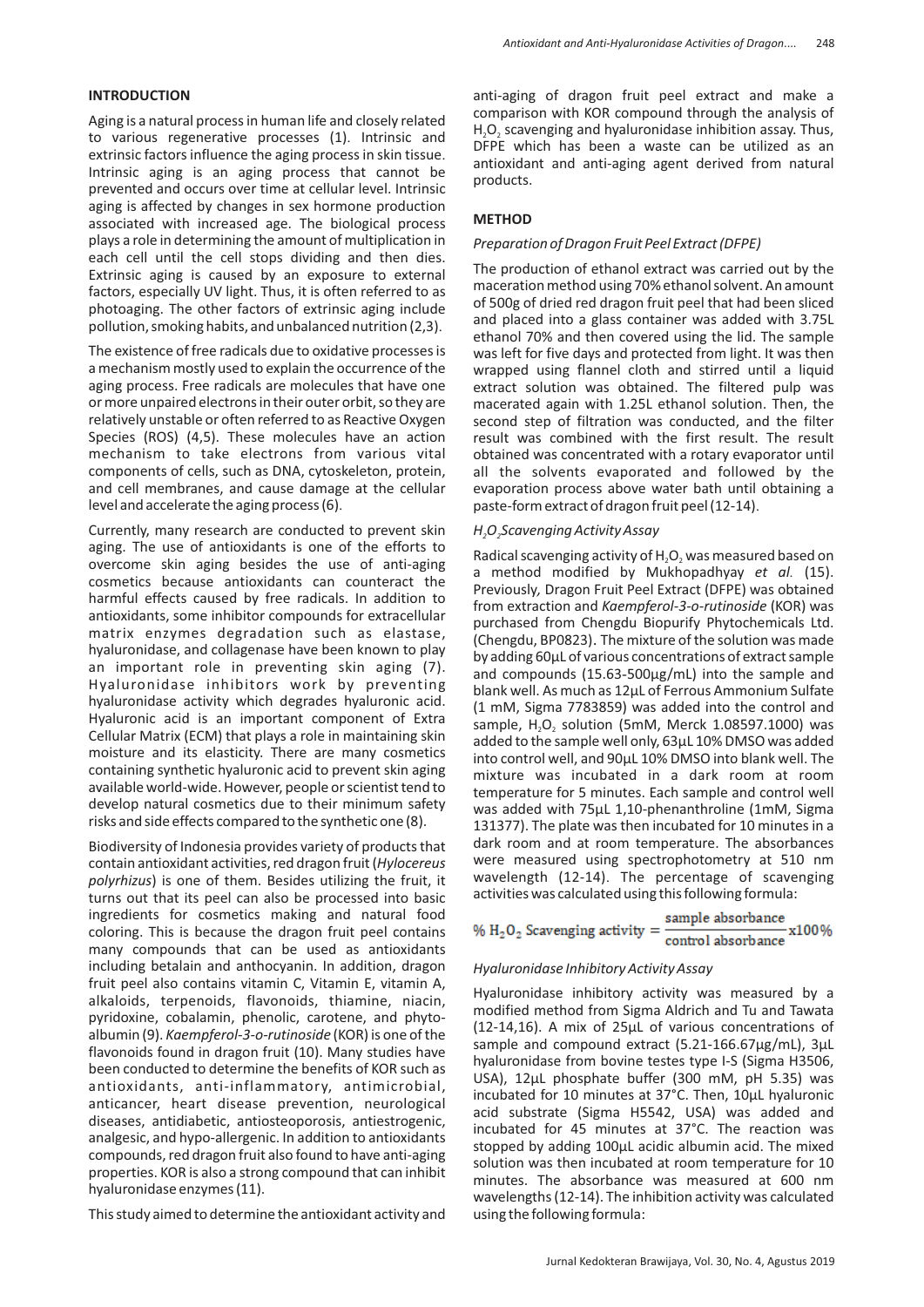## INTRODUCTION

Aging is a natural process in human life and closely related to various regenerative processes (1). Intrinsic and extrinsic factors influence the aging process in skin tissue. Intrinsic aging is an aging process that cannot be prevented and occurs over time at cellular level. Intrinsic aging is affected by changes in sex hormone production associated with increased age. The biological process plays a role in determining the amount of multiplication in each cell until the cell stops dividing and then dies. Extrinsic aging is caused by an exposure to external factors, especially UV light. Thus, it is often referred to as photoaging. The other factors of extrinsic aging include pollution, smoking habits, and unbalanced nutrition (2,3).

The existence of free radicals due to oxidative processes is a mechanism mostly used to explain the occurrence of the aging process. Free radicals are molecules that have one or more unpaired electrons in their outer orbit, so they are relatively unstable or often referred to as Reactive Oxygen Species (ROS) (4,5). These molecules have an action mechanism to take electrons from various vital components of cells, such as DNA, cytoskeleton, protein, and cell membranes, and cause damage at the cellular level and accelerate the aging process (6).

Currently, many research are conducted to prevent skin aging. The use of antioxidants is one of the efforts to overcome skin aging besides the use of anti-aging cosmetics because antioxidants can counteract the harmful effects caused by free radicals. In addition to antioxidants, some inhibitor compounds for extracellular matrix enzymes degradation such as elastase, hyaluronidase, and collagenase have been known to play an important role in preventing skin aging (7). Hyaluronidase inhibitors work by preventing hyaluronidase activity which degrades hyaluronic acid. Hyaluronic acid is an important component of Extra Cellular Matrix (ECM) that plays a role in maintaining skin moisture and its elasticity. There are many cosmetics containing synthetic hyaluronic acid to prevent skin aging available world-wide. However, people or scientist tend to develop natural cosmetics due to their minimum safety risks and side effects compared to the synthetic one (8).

Biodiversity of Indonesia provides variety of products that contain antioxidant activities, red dragon fruit (*Hylocereus polyrhizus*) is one of them. Besides utilizing the fruit, it turns out that its peel can also be processed into basic ingredients for cosmetics making and natural food coloring. This is because the dragon fruit peel contains many compounds that can be used as antioxidants including betalain and anthocyanin. In addition, dragon fruit peel also contains vitamin C, Vitamin E, vitamin A, alkaloids, terpenoids, flavonoids, thiamine, niacin, pyridoxine, cobalamin, phenolic, carotene, and phyto-albumin (9). *Kaempferol-3-o-rutinoside* (KOR) is one of the flavonoids found in dragon fruit (10). Many studies have been conducted to determine the benefits of KOR such as antioxidants, anti-inflammatory, antimicrobial, anticancer, heart disease prevention, neurological diseases, antidiabetic, antiosteoporosis, antiestrogenic, analgesic, and hypo-allergenic. In addition to antioxidants compounds, red dragon fruit also found to have anti-aging properties. KOR is also a strong compound that can inhibit hyaluronidase enzymes (11).

This study aimed to determine the antioxidant activity and anti-aging of dragon fruit peel extract and make a comparison with KOR compound through the analysis of $H_2O_2$ scavenging and hyaluronidase inhibition assay. Thus, DFPE which has been a waste can be utilized as an antioxidant and anti-aging agent derived from natural products.

## METHOD

### *Preparation of Dragon Fruit Peel Extract (DFPE)*

The production of ethanol extract was carried out by the maceration method using 70% ethanol solvent. An amount of 500g of dried red dragon fruit peel that had been sliced and placed into a glass container was added with 3.75L ethanol 70% and then covered using the lid. The sample was left for five days and protected from light. It was then wrapped using flannel cloth and stirred until a liquid extract solution was obtained. The filtered pulp was macerated again with 1.25L ethanol solution. Then, the second step of filtration was conducted, and the filter result was combined with the first result. The result obtained was concentrated with a rotary evaporator until all the solvents evaporated and followed by the evaporation process above water bath until obtaining a paste-form extract of dragon fruit peel (12-14).

### *$H_2O_2$ Scavenging Activity Assay*

Radical scavenging activity of $H_2O_2$ was measured based on a method modified by Mukhopadhyay *et al.* (15). Previously, Dragon Fruit Peel Extract (DFPE) was obtained from extraction and *Kaempferol-3-o-rutinoside* (KOR) was purchased from Chengdu Biopurify Phytochemicals Ltd. (Chengdu, BP0823). The mixture of the solution was made by adding 60µL of various concentrations of extract sample and compounds (15.63-500µg/mL) into the sample and blank well. As much as 12µL of Ferrous Ammonium Sulfate (1 mM, Sigma 7783859) was added into the control and sample, $H_2O_2$ solution (5mM, Merck 1.08597.1000) was added to the sample well only, 63µL 10% DMSO was added into control well, and 90µL 10% DMSO into blank well. The mixture was incubated in a dark room at room temperature for 5 minutes. Each sample and control well was added with 75µL 1,10-phenanthroline (1mM, Sigma 131377). The plate was then incubated for 10 minutes in a dark room and at room temperature. The absorbances were measured using spectrophotometry at 510 nm wavelength (12-14). The percentage of scavenging activities was calculated using this following formula:

$$\% \ H_2O_2 \text{ Scavenging activity} = \frac{\text{sample absorbance}}{\text{control absorbance}} \text{x} 100\%$$

### *Hyaluronidase Inhibitory Activity Assay*

Hyaluronidase inhibitory activity was measured by a modified method from Sigma Aldrich and Tu and Tawata (12-14,16). A mix of 25µL of various concentrations of sample and compound extract (5.21-166.67µg/mL), 3µL hyaluronidase from bovine testes type I-S (Sigma H3506, USA), 12µL phosphate buffer (300 mM, pH 5.35) was incubated for 10 minutes at 37°C. Then, 10µL hyaluronic acid substrate (Sigma H5542, USA) was added and incubated for 45 minutes at 37°C. The reaction was stopped by adding 100µL acidic albumin acid. The mixed solution was then incubated at room temperature for 10 minutes. The absorbance was measured at 600 nm wavelengths (12-14). The inhibition activity was calculated using the following formula: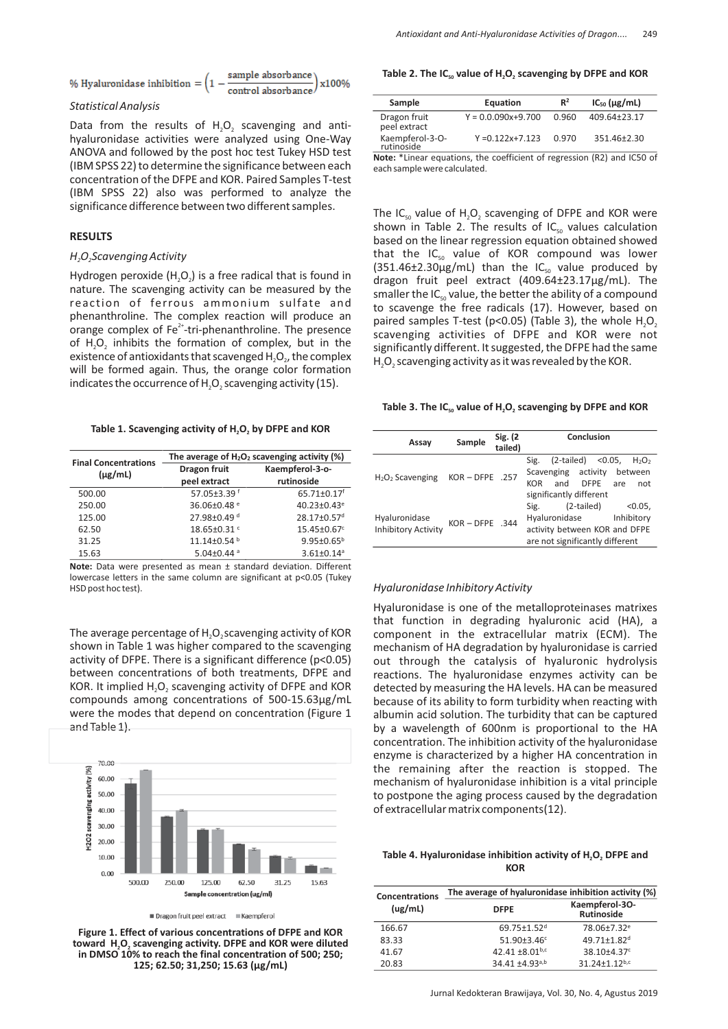$$\% \text{ Hyaluronidase inhibition} = \left(1 - \frac{\text{sample absorbance}}{\text{control absorbance}}\right) x100\%$$

*Statistical Analysis*

Data from the results of $H_2O_2$ scavenging and anti-hyaluronidase activities were analyzed using One-Way ANOVA and followed by the post hoc test Tukey HSD test (IBM SPSS 22) to determine the significance between each concentration of the DFPE and KOR. Paired Samples T-test (IBM SPSS 22) also was performed to analyze the significance difference between two different samples.

## RESULTS

*$H_2O_2$ Scavenging Activity*

Hydrogen peroxide ($H_2O_2$) is a free radical that is found in nature. The scavenging activity can be measured by the reaction of ferrous ammonium sulfate and phenanthroline. The complex reaction will produce an orange complex of $Fe^{2+}$-tri-phenanthroline. The presence of $H_2O_2$ inhibits the formation of complex, but in the existence of antioxidants that scavenged $H_2O_2$, the complex will be formed again. Thus, the orange color formation indicates the occurrence of $H_2O_2$ scavenging activity (15).

**Table 1. Scavenging activity of $H_2O_2$ by DFPE and KOR**

| Final Concentrations (µg/mL) | The average of $H_2O_2$ scavenging activity (%) | |
|---|---|---|
| | Dragon fruit peel extract | Kaempferol-3-o-rutinoside |
| 500.00 | 57.05±3.39 [f] | 65.71±0.17[f] |
| 250.00 | 36.06±0.48 [e] | 40.23±0.43[e] |
| 125.00 | 27.98±0.49 [d] | 28.17±0.57[d] |
| 62.50 | 18.65±0.31 [c] | 15.45±0.67[c] |
| 31.25 | 11.14±0.54 [b] | 9.95±0.65[b] |
| 15.63 | 5.04±0.44 [a] | 3.61±0.14[a] |

**Note:** Data were presented as mean ± standard deviation. Different lowercase letters in the same column are significant at p<0.05 (Tukey HSD post hoc test).

The average percentage of $H_2O_2$ scavenging activity of KOR shown in Table 1 was higher compared to the scavenging activity of DFPE. There is a significant difference ($p<0.05$) between concentrations of both treatments, DFPE and KOR. It implied $H_2O_2$ scavenging activity of DFPE and KOR compounds among concentrations of 500-15.63µg/mL were the modes that depend on concentration (Figure 1 and Table 1).

**Figure 1. Effect of various concentrations of DFPE and KOR toward $H_2O_2$ scavenging activity. DFPE and KOR were diluted in DMSO 10% to reach the final concentration of 500; 250; 125; 62.50; 31,250; 15.63 (µg/mL)**

**Table 2. The $IC_{50}$ value of $H_2O_2$ scavenging by DFPE and KOR**

| Sample | Equation | $R^2$ | $IC_{50}$ (µg/mL) |
|---|---|---|---|
| Dragon fruit peel extract | Y = 0.0.090x+9.700 | 0.960 | 409.64±23.17 |
| Kaempferol-3-O-rutinoside | Y =0.122x+7.123 | 0.970 | 351.46±2.30 |

**Note:** *Linear equations, the coefficient of regression (R2) and IC50 of each sample were calculated.

The $IC_{50}$ value of $H_2O_2$ scavenging of DFPE and KOR were shown in Table 2. The results of $IC_{50}$ values calculation based on the linear regression equation obtained showed that the $IC_{50}$ value of KOR compound was lower (351.46±2.30µg/mL) than the $IC_{50}$ value produced by dragon fruit peel extract (409.64±23.17µg/mL). The smaller the $IC_{50}$ value, the better the ability of a compound to scavenge the free radicals (17). However, based on paired samples T-test ($p<0.05$) (Table 3), the whole $H_2O_2$ scavenging activities of DFPE and KOR were not significantly different. It suggested, the DFPE had the same $H_2O_2$ scavenging activity as it was revealed by the KOR.

**Table 3. The $IC_{50}$ value of $H_2O_2$ scavenging by DFPE and KOR**

| Assay | Sample | Sig. (2 tailed) | Conclusion |
|---|---|---|---|
| $H_2O_2$ Scavenging | KOR – DFPE | .257 | Sig. (2-tailed) <0.05, $H_2O_2$ Scavenging activity between KOR and DFPE are not significantly different |
| Hyaluronidase Inhibitory Activity | KOR – DFPE | .344 | Sig. (2-tailed) <0.05, Hyaluronidase Inhibitory activity between KOR and DFPE are not significantly different |

*Hyaluronidase Inhibitory Activity*

Hyaluronidase is one of the metalloproteinases matrixes that function in degrading hyaluronic acid (HA), a component in the extracellular matrix (ECM). The mechanism of HA degradation by hyaluronidase is carried out through the catalysis of hyaluronic hydrolysis reactions. The hyaluronidase enzymes activity can be detected by measuring the HA levels. HA can be measured because of its ability to form turbidity when reacting with albumin acid solution. The turbidity that can be captured by a wavelength of 600nm is proportional to the HA concentration. The inhibition activity of the hyaluronidase enzyme is characterized by a higher HA concentration in the remaining after the reaction is stopped. The mechanism of hyaluronidase inhibition is a vital principle to postpone the aging process caused by the degradation of extracellular matrix components(12).

**Table 4. Hyaluronidase inhibition activity of $H_2O_2$ DFPE and KOR**

| Concentrations (ug/mL) | The average of hyaluronidase inhibition activity (%) | |
|---|---|---|
| | DFPE | Kaempferol-3O-Rutinoside |
| 166.67 | 69.75±1.52[d] | 78.06±7.32[e] |
| 83.33 | 51.90±3.46[c] | 49.71±1.82[d] |
| 41.67 | 42.41 ±8.01[b,c] | 38.10±4.37[c] |
| 20.83 | 34.41 ±4.93[a,b] | 31.24±1.12[b,c] |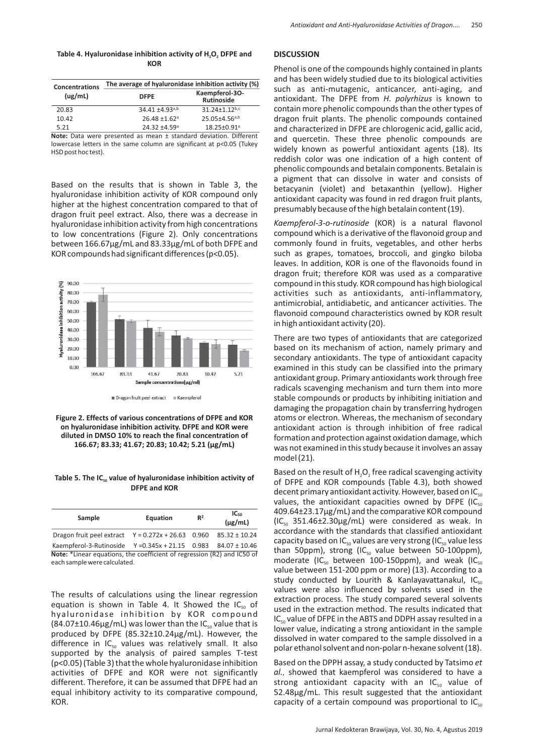**Table 4. Hyaluronidase inhibition activity of $H_2O_2$ DFPE and KOR**

| Concentrations (ug/mL) | The average of hyaluronidase inhibition activity (%) | |
|---|---|---|
| | DFPE | Kaempferol-3O-Rutinoside |
| 20.83 | 34.41 ±4.93[a,b] | 31.24±1.12[b,c] |
| 10.42 | 26.48 ±1.62[a] | 25.05±4.56[a,b] |
| 5.21 | 24.32 ±4.59[a] | 18.25±0.91[a] |

**Note:** Data were presented as mean ± standard deviation. Different lowercase letters in the same column are significant at p<0.05 (Tukey HSD post hoc test).

Based on the results that is shown in Table 3, the hyaluronidase inhibition activity of KOR compound only higher at the highest concentration compared to that of dragon fruit peel extract. Also, there was a decrease in hyaluronidase inhibition activity from high concentrations to low concentrations (Figure 2). Only concentrations between 166.67μg/mL and 83.33μg/mL of both DFPE and KOR compounds had significant differences (p<0.05).

**Figure 2. Effects of various concentrations of DFPE and KOR on hyaluronidase inhibition activity. DFPE and KOR were diluted in DMSO 10% to reach the final concentration of 166.67; 83.33; 41.67; 20.83; 10.42; 5.21 (μg/mL)**

**Table 5. The $IC_{50}$ value of hyaluronidase inhibition activity of DFPE and KOR**

| Sample | Equation | $R^2$ | $IC_{50}$ (μg/mL) |
|---|---|---|---|
| Dragon fruit peel extract | Y = 0.272x + 26.63 | 0.960 | 85.32 ± 10.24 |
| Kaempferol-3-Rutinoside | Y =0.345x + 21.15 | 0.983 | 84.07 ± 10.46 |

**Note:** *Linear equations, the coefficient of regression (R2) and IC50 of each sample were calculated.

The results of calculations using the linear regression equation is shown in Table 4. It Showed the $IC_{50}$ of hyaluronidase inhibition by KOR compound (84.07±10.46μg/mL) was lower than the $IC_{50}$ value that is produced by DFPE (85.32±10.24μg/mL). However, the difference in $IC_{50}$ values was relatively small. It also supported by the analysis of paired samples T-test (p<0.05) (Table 3) that the whole hyaluronidase inhibition activities of DFPE and KOR were not significantly different. Therefore, it can be assumed that DFPE had an equal inhibitory activity to its comparative compound, KOR.

## DISCUSSION

Phenol is one of the compounds highly contained in plants and has been widely studied due to its biological activities such as anti-mutagenic, anticancer, anti-aging, and antioxidant. The DFPE from *H. polyrhizus* is known to contain more phenolic compounds than the other types of dragon fruit plants. The phenolic compounds contained and characterized in DFPE are chlorogenic acid, gallic acid, and quercetin. These three phenolic compounds are widely known as powerful antioxidant agents (18). Its reddish color was one indication of a high content of phenolic compounds and betalain components. Betalain is a pigment that can dissolve in water and consists of betacyanin (violet) and betaxanthin (yellow). Higher antioxidant capacity was found in red dragon fruit plants, presumably because of the high betalain content (19).

*Kaempferol-3-o-rutinoside* (KOR) is a natural flavonol compound which is a derivative of the flavonoid group and commonly found in fruits, vegetables, and other herbs such as grapes, tomatoes, broccoli, and gingko biloba leaves. In addition, KOR is one of the flavonoids found in dragon fruit; therefore KOR was used as a comparative compound in this study. KOR compound has high biological activities such as antioxidants, anti-inflammatory, antimicrobial, antidiabetic, and anticancer activities. The flavonoid compound characteristics owned by KOR result in high antioxidant activity (20).

There are two types of antioxidants that are categorized based on its mechanism of action, namely primary and secondary antioxidants. The type of antioxidant capacity examined in this study can be classified into the primary antioxidant group. Primary antioxidants work through free radicals scavenging mechanism and turn them into more stable compounds or products by inhibiting initiation and damaging the propagation chain by transferring hydrogen atoms or electron. Whereas, the mechanism of secondary antioxidant action is through inhibition of free radical formation and protection against oxidation damage, which was not examined in this study because it involves an assay model (21).

Based on the result of $H_2O_2$ free radical scavenging activity of DFPE and KOR compounds (Table 4.3), both showed decent primary antioxidant activity. However, based on $IC_{50}$ values, the antioxidant capacities owned by DFPE ($IC_{50}$ 409.64±23.17μg/mL) and the comparative KOR compound ($IC_{50}$ 351.46±2.30μg/mL) were considered as weak. In accordance with the standards that classified antioxidant capacity based on $IC_{50}$ values are very strong ($IC_{50}$ value less than 50ppm), strong ($IC_{50}$ value between 50-100ppm), moderate ($IC_{50}$ between 100-150ppm), and weak ($IC_{50}$ value between 151-200 ppm or more) (13). According to a study conducted by Lourith & Kanlayavattanakul, $IC_{50}$ values were also influenced by solvents used in the extraction process. The study compared several solvents used in the extraction method. The results indicated that $IC_{50}$ value of DFPE in the ABTS and DDPH assay resulted in a lower value, indicating a strong antioxidant in the sample dissolved in water compared to the sample dissolved in a polar ethanol solvent and non-polar n-hexane solvent (18).

Based on the DPPH assay, a study conducted by Tatsimo *et al.*, showed that kaempferol was considered to have a strong antioxidant capacity with an $IC_{50}$ value of 52.48μg/mL. This result suggested that the antioxidant capacity of a certain compound was proportional to $IC_{50}$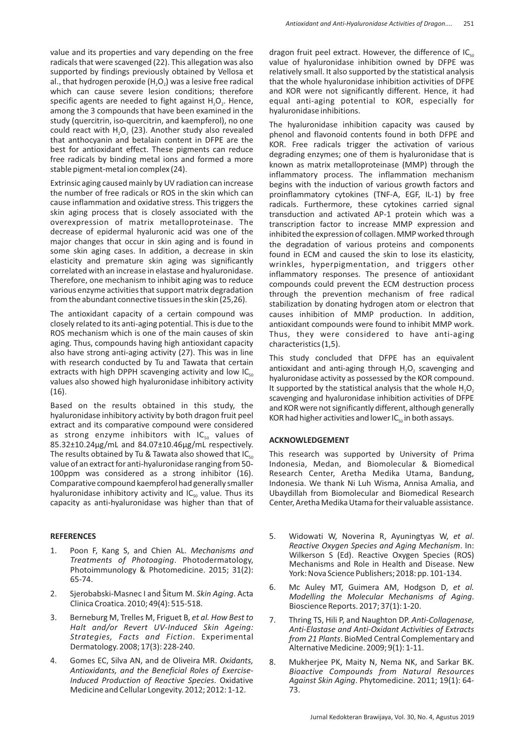value and its properties and vary depending on the free radicals that were scavenged (22). This allegation was also supported by findings previously obtained by Vellosa et al., that hydrogen peroxide ($H_2O_2$) was a lesive free radical which can cause severe lesion conditions; therefore specific agents are needed to fight against $H_2O_2$. Hence, among the 3 compounds that have been examined in the study (quercitrin, iso-quercitrin, and kaempferol), no one could react with $H_2O_2$ (23). Another study also revealed that anthocyanin and betalain content in DFPE are the best for antioxidant effect. These pigments can reduce free radicals by binding metal ions and formed a more stable pigment-metal ion complex (24).

Extrinsic aging caused mainly by UV radiation can increase the number of free radicals or ROS in the skin which can cause inflammation and oxidative stress. This triggers the skin aging process that is closely associated with the overexpression of matrix metalloproteinase. The decrease of epidermal hyaluronic acid was one of the major changes that occur in skin aging and is found in some skin aging cases. In addition, a decrease in skin elasticity and premature skin aging was significantly correlated with an increase in elastase and hyaluronidase. Therefore, one mechanism to inhibit aging was to reduce various enzyme activities that support matrix degradation from the abundant connective tissues in the skin (25,26).

The antioxidant capacity of a certain compound was closely related to its anti-aging potential. This is due to the ROS mechanism which is one of the main causes of skin aging. Thus, compounds having high antioxidant capacity also have strong anti-aging activity (27). This was in line with research conducted by Tu and Tawata that certain extracts with high DPPH scavenging activity and low $IC_{50}$ values also showed high hyaluronidase inhibitory activity (16).

Based on the results obtained in this study, the hyaluronidase inhibitory activity by both dragon fruit peel extract and its comparative compound were considered as strong enzyme inhibitors with $IC_{50}$ values of 85.32±10.24µg/mL and 84.07±10.46µg/mL respectively. The results obtained by Tu & Tawata also showed that $IC_{50}$ value of an extract for anti-hyaluronidase ranging from 50-100ppm was considered as a strong inhibitor (16). Comparative compound kaempferol had generally smaller hyaluronidase inhibitory activity and $IC_{50}$ value. Thus its capacity as anti-hyaluronidase was higher than that of dragon fruit peel extract. However, the difference of $IC_{50}$ value of hyaluronidase inhibition owned by DFPE was relatively small. It also supported by the statistical analysis that the whole hyaluronidase inhibition activities of DFPE and KOR were not significantly different. Hence, it had equal anti-aging potential to KOR, especially for hyaluronidase inhibitions.

The hyaluronidase inhibition capacity was caused by phenol and flavonoid contents found in both DFPE and KOR. Free radicals trigger the activation of various degrading enzymes; one of them is hyaluronidase that is known as matrix metalloproteinase (MMP) through the inflammatory process. The inflammation mechanism begins with the induction of various growth factors and proinflammatory cytokines (TNF-A, EGF, IL-1) by free radicals. Furthermore, these cytokines carried signal transduction and activated AP-1 protein which was a transcription factor to increase MMP expression and inhibited the expression of collagen. MMP worked through the degradation of various proteins and components found in ECM and caused the skin to lose its elasticity, wrinkles, hyperpigmentation, and triggers other inflammatory responses. The presence of antioxidant compounds could prevent the ECM destruction process through the prevention mechanism of free radical stabilization by donating hydrogen atom or electron that causes inhibition of MMP production. In addition, antioxidant compounds were found to inhibit MMP work. Thus, they were considered to have anti-aging characteristics (1,5).

This study concluded that DFPE has an equivalent antioxidant and anti-aging through $H_2O_2$ scavenging and hyaluronidase activity as possessed by the KOR compound. It supported by the statistical analysis that the whole $H_2O_2$ scavenging and hyaluronidase inhibition activities of DFPE and KOR were not significantly different, although generally KOR had higher activities and lower $IC_{50}$ in both assays.

## ACKNOWLEDGEMENT

This research was supported by University of Prima Indonesia, Medan, and Biomolecular & Biomedical Research Center, Aretha Medika Utama, Bandung, Indonesia. We thank Ni Luh Wisma, Annisa Amalia, and Ubaydillah from Biomolecular and Biomedical Research Center, Aretha Medika Utama for their valuable assistance.

## REFERENCES

1. Poon F, Kang S, and Chien AL. *Mechanisms and Treatments of Photoaging*. Photodermatology, Photoimmunology & Photomedicine. 2015; 31(2): 65-74.
2. Sjerobabski-Masnec I and Šitum M. *Skin Aging*. Acta Clinica Croatica. 2010; 49(4): 515-518.
3. Berneburg M, Trelles M, Friguet B, *et al. How Best to Halt and/or Revert UV-Induced Skin Ageing: Strategies, Facts and Fiction*. Experimental Dermatology. 2008; 17(3): 228-240.
4. Gomes EC, Silva AN, and de Oliveira MR. *Oxidants, Antioxidants, and the Beneficial Roles of Exercise-Induced Production of Reactive Species*. Oxidative Medicine and Cellular Longevity. 2012; 2012: 1-12.
5. Widowati W, Noverina R, Ayuningtyas W, *et al*. *Reactive Oxygen Species and Aging Mechanism*. In: Wilkerson S (Ed). Reactive Oxygen Species (ROS) Mechanisms and Role in Health and Disease. New York: Nova Science Publishers; 2018: pp. 101-134.
6. Mc Auley MT, Guimera AM, Hodgson D, *et al. Modelling the Molecular Mechanisms of Aging*. Bioscience Reports. 2017; 37(1): 1-20.
7. Thring TS, Hili P, and Naughton DP. *Anti-Collagenase, Anti-Elastase and Anti-Oxidant Activities of Extracts from 21 Plants*. BioMed Central Complementary and Alternative Medicine. 2009; 9(1): 1-11.
8. Mukherjee PK, Maity N, Nema NK, and Sarkar BK. *Bioactive Compounds from Natural Resources Against Skin Aging*. Phytomedicine. 2011; 19(1): 64-73.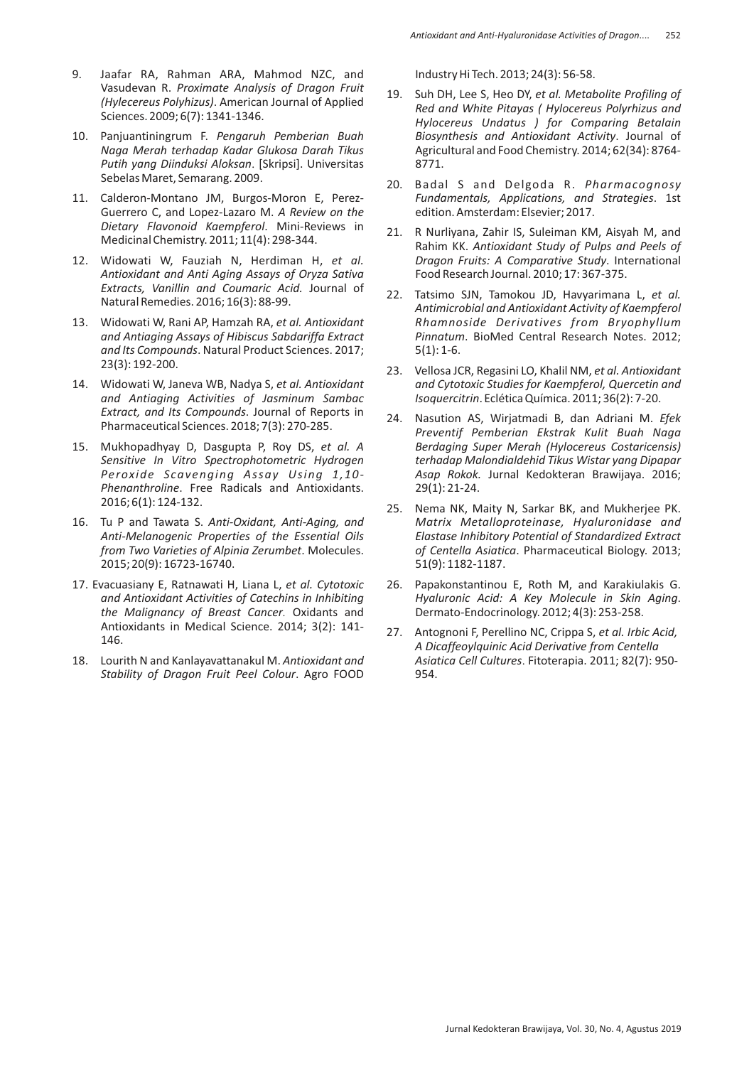9. Jaafar RA, Rahman ARA, Mahmod NZC, and Vasudevan R. *Proximate Analysis of Dragon Fruit (Hylecereus Polyhizus)*. American Journal of Applied Sciences. 2009; 6(7): 1341-1346.
10. Panjuantiningrum F. *Pengaruh Pemberian Buah Naga Merah terhadap Kadar Glukosa Darah Tikus Putih yang Diinduksi Aloksan*. [Skripsi]. Universitas Sebelas Maret, Semarang. 2009.
11. Calderon-Montano JM, Burgos-Moron E, Perez-Guerrero C, and Lopez-Lazaro M. *A Review on the Dietary Flavonoid Kaempferol*. Mini-Reviews in Medicinal Chemistry. 2011; 11(4): 298-344.
12. Widowati W, Fauziah N, Herdiman H, *et al. Antioxidant and Anti Aging Assays of Oryza Sativa Extracts, Vanillin and Coumaric Acid.* Journal of Natural Remedies. 2016; 16(3): 88-99.
13. Widowati W, Rani AP, Hamzah RA, *et al. Antioxidant and Antiaging Assays of Hibiscus Sabdariffa Extract and Its Compounds*. Natural Product Sciences. 2017; 23(3): 192-200.
14. Widowati W, Janeva WB, Nadya S, *et al. Antioxidant and Antiaging Activities of Jasminum Sambac Extract, and Its Compounds*. Journal of Reports in Pharmaceutical Sciences. 2018; 7(3): 270-285.
15. Mukhopadhyay D, Dasgupta P, Roy DS, *et al. A Sensitive In Vitro Spectrophotometric Hydrogen Peroxide Scavenging Assay Using 1,10-Phenanthroline*. Free Radicals and Antioxidants. 2016; 6(1): 124-132.
16. Tu P and Tawata S. *Anti-Oxidant, Anti-Aging, and Anti-Melanogenic Properties of the Essential Oils from Two Varieties of Alpinia Zerumbet*. Molecules. 2015; 20(9): 16723-16740.
17. Evacuasiany E, Ratnawati H, Liana L, *et al. Cytotoxic and Antioxidant Activities of Catechins in Inhibiting the Malignancy of Breast Cancer.* Oxidants and Antioxidants in Medical Science. 2014; 3(2): 141-146.
18. Lourith N and Kanlayavattanakul M. *Antioxidant and Stability of Dragon Fruit Peel Colour*. Agro FOOD Industry Hi Tech. 2013; 24(3): 56-58.
19. Suh DH, Lee S, Heo DY, *et al. Metabolite Profiling of Red and White Pitayas ( Hylocereus Polyrhizus and Hylocereus Undatus ) for Comparing Betalain Biosynthesis and Antioxidant Activity*. Journal of Agricultural and Food Chemistry. 2014; 62(34): 8764-8771.
20. Badal S and Delgoda R. *Pharmacognosy Fundamentals, Applications, and Strategies*. 1st edition. Amsterdam: Elsevier; 2017.
21. R Nurliyana, Zahir IS, Suleiman KM, Aisyah M, and Rahim KK. *Antioxidant Study of Pulps and Peels of Dragon Fruits: A Comparative Study*. International Food Research Journal. 2010; 17: 367-375.
22. Tatsimo SJN, Tamokou JD, Havyarimana L, *et al. Antimicrobial and Antioxidant Activity of Kaempferol Rhamnoside Derivatives from Bryophyllum Pinnatum*. BioMed Central Research Notes. 2012; 5(1): 1-6.
23. Vellosa JCR, Regasini LO, Khalil NM, *et al. Antioxidant and Cytotoxic Studies for Kaempferol, Quercetin and Isoquercitrin*. Eclética Química. 2011; 36(2): 7-20.
24. Nasution AS, Wirjatmadi B, dan Adriani M. *Efek Preventif Pemberian Ekstrak Kulit Buah Naga Berdaging Super Merah (Hylocereus Costaricensis) terhadap Malondialdehid Tikus Wistar yang Dipapar Asap Rokok.* Jurnal Kedokteran Brawijaya. 2016; 29(1): 21-24.
25. Nema NK, Maity N, Sarkar BK, and Mukherjee PK. *Matrix Metalloproteinase, Hyaluronidase and Elastase Inhibitory Potential of Standardized Extract of Centella Asiatica*. Pharmaceutical Biology. 2013; 51(9): 1182-1187.
26. Papakonstantinou E, Roth M, and Karakiulakis G. *Hyaluronic Acid: A Key Molecule in Skin Aging*. Dermato-Endocrinology. 2012; 4(3): 253-258.
27. Antognoni F, Perellino NC, Crippa S, *et al. Irbic Acid, A Dicaffeoylquinic Acid Derivative from Centella Asiatica Cell Cultures*. Fitoterapia. 2011; 82(7): 950-954.